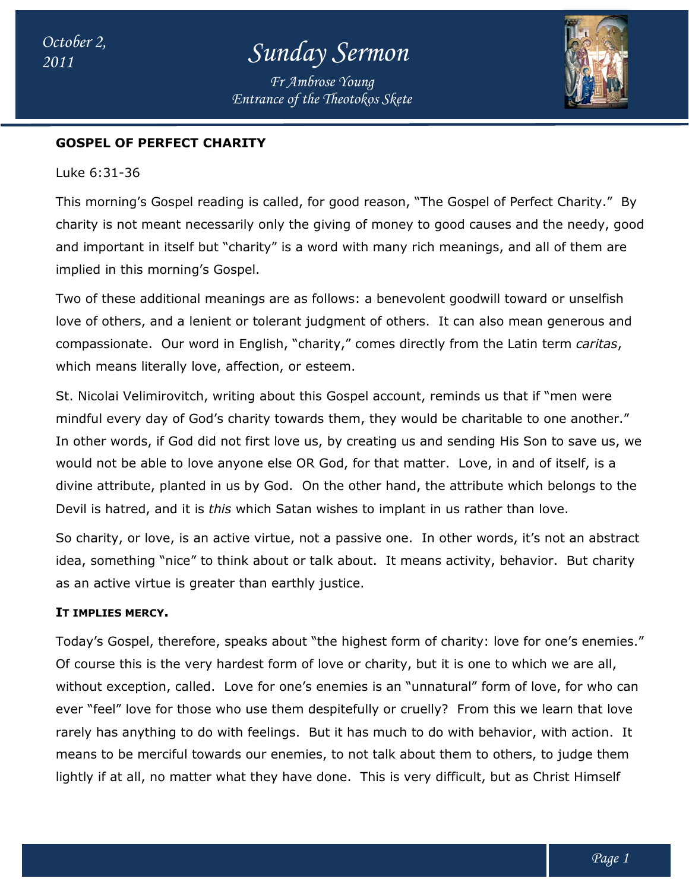# Sunday Sermon

*Fr Ambrose Young*
*Entrance of the Theotokos Skete*

*October 2, 2011*

## GOSPEL OF PERFECT CHARITY

Luke 6:31-36

This morning's Gospel reading is called, for good reason, "The Gospel of Perfect Charity." By charity is not meant necessarily only the giving of money to good causes and the needy, good and important in itself but "charity" is a word with many rich meanings, and all of them are implied in this morning's Gospel.

Two of these additional meanings are as follows: a benevolent goodwill toward or unselfish love of others, and a lenient or tolerant judgment of others. It can also mean generous and compassionate. Our word in English, "charity," comes directly from the Latin term *caritas*, which means literally love, affection, or esteem.

St. Nicolai Velimirovitch, writing about this Gospel account, reminds us that if "men were mindful every day of God's charity towards them, they would be charitable to one another." In other words, if God did not first love us, by creating us and sending His Son to save us, we would not be able to love anyone else OR God, for that matter. Love, in and of itself, is a divine attribute, planted in us by God. On the other hand, the attribute which belongs to the Devil is hatred, and it is *this* which Satan wishes to implant in us rather than love.

So charity, or love, is an active virtue, not a passive one. In other words, it's not an abstract idea, something "nice" to think about or talk about. It means activity, behavior. But charity as an active virtue is greater than earthly justice.

### IT IMPLIES MERCY.

Today's Gospel, therefore, speaks about "the highest form of charity: love for one's enemies." Of course this is the very hardest form of love or charity, but it is one to which we are all, without exception, called. Love for one's enemies is an "unnatural" form of love, for who can ever "feel" love for those who use them despitefully or cruelly? From this we learn that love rarely has anything to do with feelings. But it has much to do with behavior, with action. It means to be merciful towards our enemies, to not talk about them to others, to judge them lightly if at all, no matter what they have done. This is very difficult, but as Christ Himself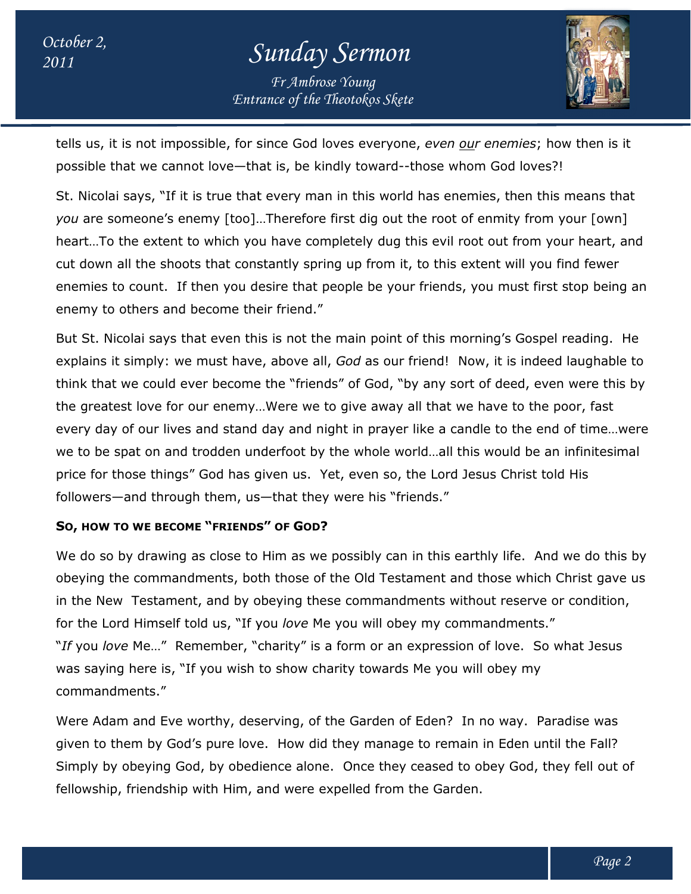tells us, it is not impossible, for since God loves everyone, *even our enemies*; how then is it possible that we cannot love—that is, be kindly toward--those whom God loves?!

St. Nicolai says, "If it is true that every man in this world has enemies, then this means that *you* are someone's enemy [too]…Therefore first dig out the root of enmity from your [own] heart…To the extent to which you have completely dug this evil root out from your heart, and cut down all the shoots that constantly spring up from it, to this extent will you find fewer enemies to count. If then you desire that people be your friends, you must first stop being an enemy to others and become their friend."

But St. Nicolai says that even this is not the main point of this morning's Gospel reading. He explains it simply: we must have, above all, *God* as our friend! Now, it is indeed laughable to think that we could ever become the "friends" of God, "by any sort of deed, even were this by the greatest love for our enemy…Were we to give away all that we have to the poor, fast every day of our lives and stand day and night in prayer like a candle to the end of time…were we to be spat on and trodden underfoot by the whole world…all this would be an infinitesimal price for those things" God has given us. Yet, even so, the Lord Jesus Christ told His followers—and through them, us—that they were his "friends."

**SO, HOW TO WE BECOME "FRIENDS" OF GOD?**

We do so by drawing as close to Him as we possibly can in this earthly life. And we do this by obeying the commandments, both those of the Old Testament and those which Christ gave us in the New Testament, and by obeying these commandments without reserve or condition, for the Lord Himself told us, "If you *love* Me you will obey my commandments." "*If* you *love* Me…" Remember, "charity" is a form or an expression of love. So what Jesus was saying here is, "If you wish to show charity towards Me you will obey my commandments."

Were Adam and Eve worthy, deserving, of the Garden of Eden? In no way. Paradise was given to them by God's pure love. How did they manage to remain in Eden until the Fall? Simply by obeying God, by obedience alone. Once they ceased to obey God, they fell out of fellowship, friendship with Him, and were expelled from the Garden.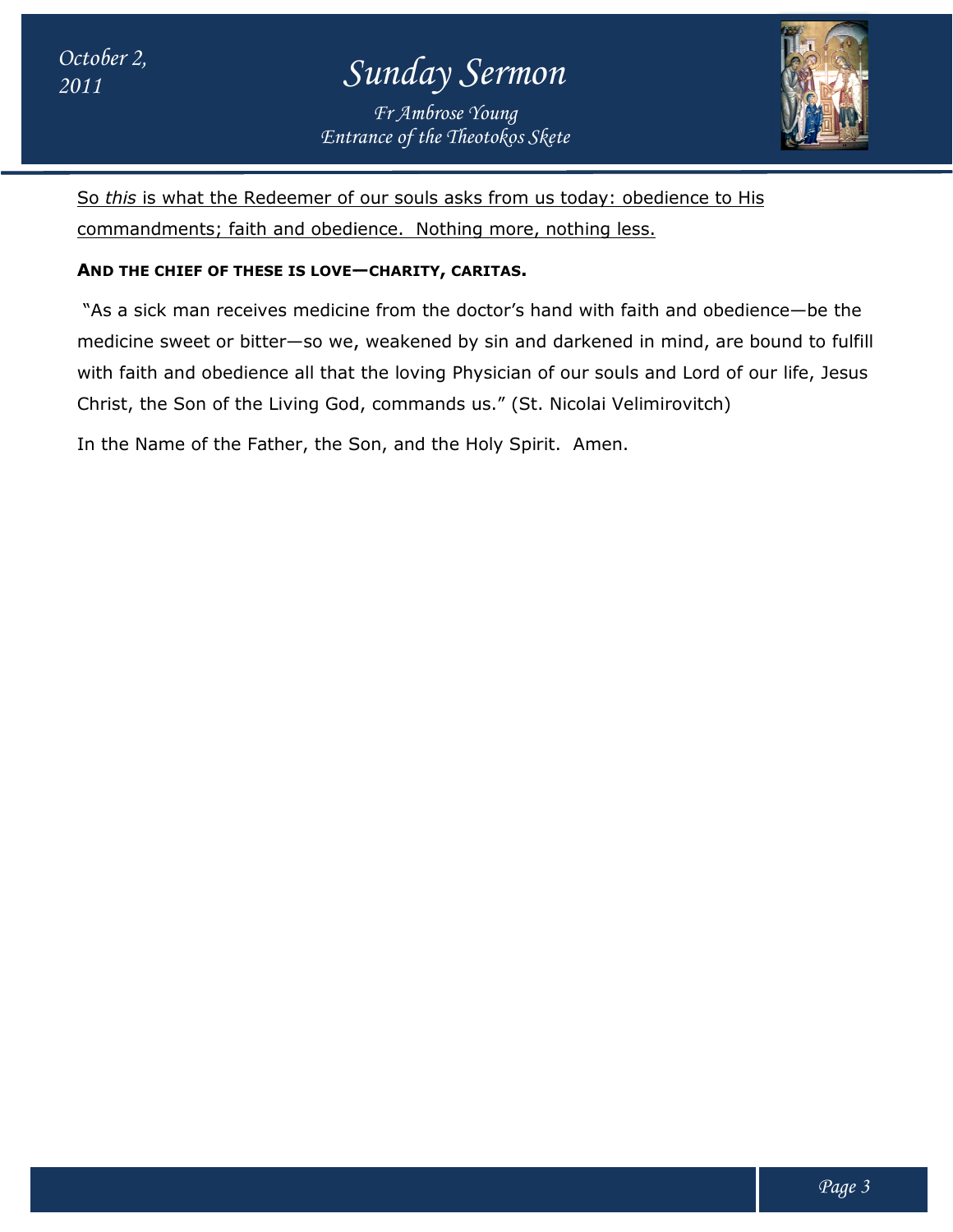<u>So *this* is what the Redeemer of our souls asks from us today: obedience to His commandments; faith and obedience. Nothing more, nothing less.</u>

**AND THE CHIEF OF THESE IS LOVE—CHARITY, CARITAS.**

"As a sick man receives medicine from the doctor's hand with faith and obedience—be the medicine sweet or bitter—so we, weakened by sin and darkened in mind, are bound to fulfill with faith and obedience all that the loving Physician of our souls and Lord of our life, Jesus Christ, the Son of the Living God, commands us." (St. Nicolai Velimirovitch)

In the Name of the Father, the Son, and the Holy Spirit. Amen.